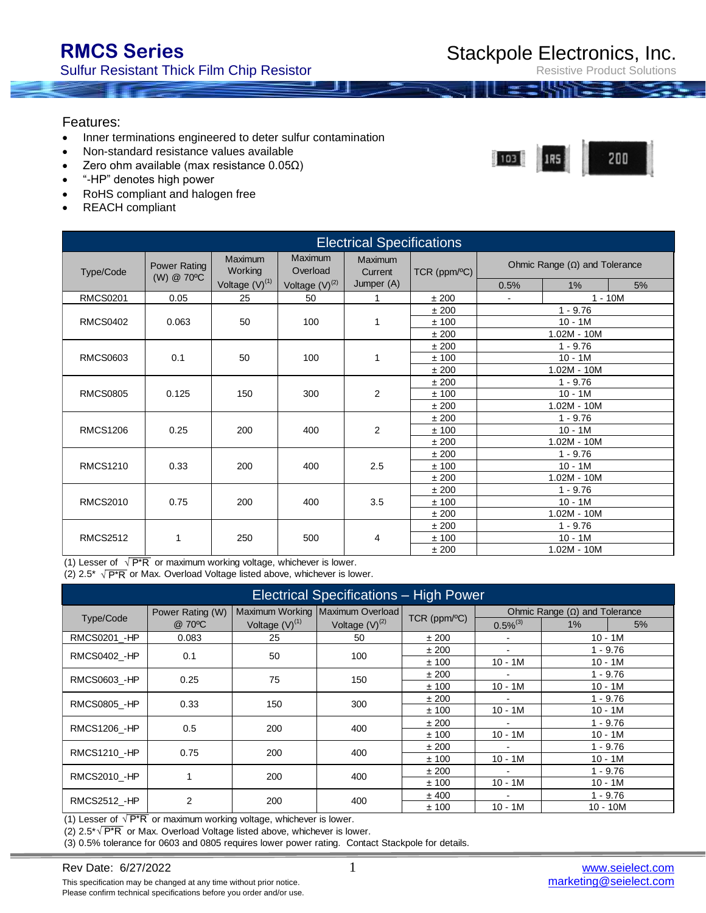# RMCS Series

Sulfur Resistant Thick Film Chip Resistor

Stackpole Electronics, Inc.

Resistive Product Solutions

## Features:

- Inner terminations engineered to deter sulfur contamination
- Non-standard resistance values available
- Zero ohm available (max resistance 0.05Ω)
- "-HP" denotes high power
- RoHS compliant and halogen free
- REACH compliant

## Electrical Specifications

| Type/Code | Power Rating (W) @ 70ºC | Maximum Working Voltage (V)(1) | Maximum Overload Voltage (V)(2) | Maximum Current Jumper (A) | TCR (ppm/ºC) | Ohmic Range (Ω) and Tolerance | | |
|---|---|---|---|---|---|---|---|---|
| | | | | | | 0.5% | 1% | 5% |
| RMCS0201 | 0.05 | 25 | 50 | 1 | ± 200 | - | 1 - 10M | |
| RMCS0402 | 0.063 | 50 | 100 | 1 | ± 200 | 1 - 9.76 | | |
| | | | | | ± 100 | 10 - 1M | | |
| | | | | | ± 200 | 1.02M - 10M | | |
| RMCS0603 | 0.1 | 50 | 100 | 1 | ± 200 | 1 - 9.76 | | |
| | | | | | ± 100 | 10 - 1M | | |
| | | | | | ± 200 | 1.02M - 10M | | |
| RMCS0805 | 0.125 | 150 | 300 | 2 | ± 200 | 1 - 9.76 | | |
| | | | | | ± 100 | 10 - 1M | | |
| | | | | | ± 200 | 1.02M - 10M | | |
| RMCS1206 | 0.25 | 200 | 400 | 2 | ± 200 | 1 - 9.76 | | |
| | | | | | ± 100 | 10 - 1M | | |
| | | | | | ± 200 | 1.02M - 10M | | |
| RMCS1210 | 0.33 | 200 | 400 | 2.5 | ± 200 | 1 - 9.76 | | |
| | | | | | ± 100 | 10 - 1M | | |
| | | | | | ± 200 | 1.02M - 10M | | |
| RMCS2010 | 0.75 | 200 | 400 | 3.5 | ± 200 | 1 - 9.76 | | |
| | | | | | ± 100 | 10 - 1M | | |
| | | | | | ± 200 | 1.02M - 10M | | |
| RMCS2512 | 1 | 250 | 500 | 4 | ± 200 | 1 - 9.76 | | |
| | | | | | ± 100 | 10 - 1M | | |
| | | | | | ± 200 | 1.02M - 10M | | |

(1) Lesser of $\sqrt{P*R}$ or maximum working voltage, whichever is lower.
(2) 2.5* $\sqrt{P*R}$ or Max. Overload Voltage listed above, whichever is lower.

## Electrical Specifications – High Power

| Type/Code | Power Rating (W) @ 70ºC | Maximum Working Voltage (V)(1) | Maximum Overload Voltage (V)(2) | TCR (ppm/ºC) | Ohmic Range (Ω) and Tolerance | | |
|---|---|---|---|---|---|---|---|
| | | | | | 0.5%(3) | 1% | 5% |
| RMCS0201_-HP | 0.083 | 25 | 50 | ± 200 | - | 10 - 1M | |
| RMCS0402_-HP | 0.1 | 50 | 100 | ± 200 | - | 1 - 9.76 | |
| | | | | ± 100 | 10 - 1M | 10 - 1M | |
| RMCS0603_-HP | 0.25 | 75 | 150 | ± 200 | - | 1 - 9.76 | |
| | | | | ± 100 | 10 - 1M | 10 - 1M | |
| RMCS0805_-HP | 0.33 | 150 | 300 | ± 200 | - | 1 - 9.76 | |
| | | | | ± 100 | 10 - 1M | 10 - 1M | |
| RMCS1206_-HP | 0.5 | 200 | 400 | ± 200 | - | 1 - 9.76 | |
| | | | | ± 100 | 10 - 1M | 10 - 1M | |
| RMCS1210_-HP | 0.75 | 200 | 400 | ± 200 | - | 1 - 9.76 | |
| | | | | ± 100 | 10 - 1M | 10 - 1M | |
| RMCS2010_-HP | 1 | 200 | 400 | ± 200 | - | 1 - 9.76 | |
| | | | | ± 100 | 10 - 1M | 10 - 1M | |
| RMCS2512_-HP | 2 | 200 | 400 | ± 400 | - | 1 - 9.76 | |
| | | | | ± 100 | 10 - 1M | 10 - 10M | |

(1) Lesser of $\sqrt{P*R}$ or maximum working voltage, whichever is lower.
(2) 2.5*$\sqrt{P*R}$ or Max. Overload Voltage listed above, whichever is lower.
(3) 0.5% tolerance for 0603 and 0805 requires lower power rating. Contact Stackpole for details.

Rev Date: 6/27/2022

This specification may be changed at any time without prior notice.
Please confirm technical specifications before you order and/or use.

www.seielect.com
marketing@seielect.com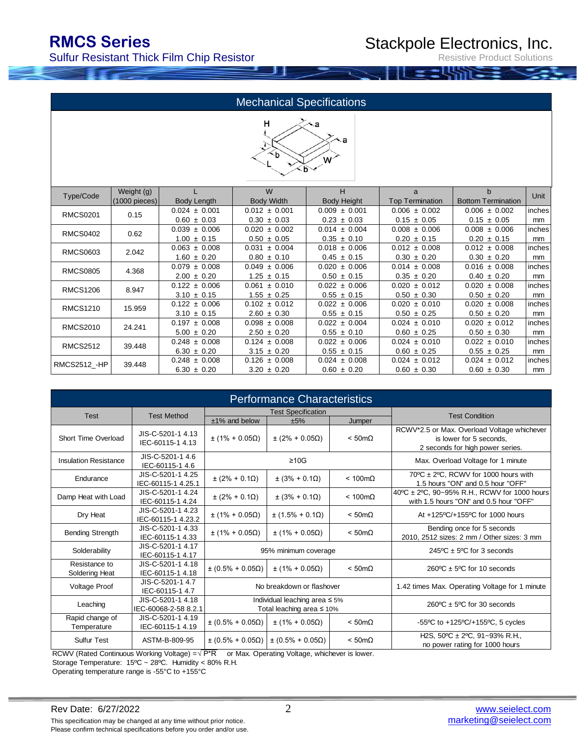## Mechanical Specifications

| Type/Code | Weight (g) (1000 pieces) | L Body Length | W Body Width | H Body Height | a Top Termination | b Bottom Termination | Unit |
|---|---|---|---|---|---|---|---|
| RMCS0201 | 0.15 | 0.024 ± 0.001 | 0.012 ± 0.001 | 0.009 ± 0.001 | 0.006 ± 0.002 | 0.006 ± 0.002 | inches |
| | | 0.60 ± 0.03 | 0.30 ± 0.03 | 0.23 ± 0.03 | 0.15 ± 0.05 | 0.15 ± 0.05 | mm |
| RMCS0402 | 0.62 | 0.039 ± 0.006 | 0.020 ± 0.002 | 0.014 ± 0.004 | 0.008 ± 0.006 | 0.008 ± 0.006 | inches |
| | | 1.00 ± 0.15 | 0.50 ± 0.05 | 0.35 ± 0.10 | 0.20 ± 0.15 | 0.20 ± 0.15 | mm |
| RMCS0603 | 2.042 | 0.063 ± 0.008 | 0.031 ± 0.004 | 0.018 ± 0.006 | 0.012 ± 0.008 | 0.012 ± 0.008 | inches |
| | | 1.60 ± 0.20 | 0.80 ± 0.10 | 0.45 ± 0.15 | 0.30 ± 0.20 | 0.30 ± 0.20 | mm |
| RMCS0805 | 4.368 | 0.079 ± 0.008 | 0.049 ± 0.006 | 0.020 ± 0.006 | 0.014 ± 0.008 | 0.016 ± 0.008 | inches |
| | | 2.00 ± 0.20 | 1.25 ± 0.15 | 0.50 ± 0.15 | 0.35 ± 0.20 | 0.40 ± 0.20 | mm |
| RMCS1206 | 8.947 | 0.122 ± 0.006 | 0.061 ± 0.010 | 0.022 ± 0.006 | 0.020 ± 0.012 | 0.020 ± 0.008 | inches |
| | | 3.10 ± 0.15 | 1.55 ± 0.25 | 0.55 ± 0.15 | 0.50 ± 0.30 | 0.50 ± 0.20 | mm |
| RMCS1210 | 15.959 | 0.122 ± 0.006 | 0.102 ± 0.012 | 0.022 ± 0.006 | 0.020 ± 0.010 | 0.020 ± 0.008 | inches |
| | | 3.10 ± 0.15 | 2.60 ± 0.30 | 0.55 ± 0.15 | 0.50 ± 0.25 | 0.50 ± 0.20 | mm |
| RMCS2010 | 24.241 | 0.197 ± 0.008 | 0.098 ± 0.008 | 0.022 ± 0.004 | 0.024 ± 0.010 | 0.020 ± 0.012 | inches |
| | | 5.00 ± 0.20 | 2.50 ± 0.20 | 0.55 ± 0.10 | 0.60 ± 0.25 | 0.50 ± 0.30 | mm |
| RMCS2512 | 39.448 | 0.248 ± 0.008 | 0.124 ± 0.008 | 0.022 ± 0.006 | 0.024 ± 0.010 | 0.022 ± 0.010 | inches |
| | | 6.30 ± 0.20 | 3.15 ± 0.20 | 0.55 ± 0.15 | 0.60 ± 0.25 | 0.55 ± 0.25 | mm |
| RMCS2512_-HP | 39.448 | 0.248 ± 0.008 | 0.126 ± 0.008 | 0.024 ± 0.008 | 0.024 ± 0.012 | 0.024 ± 0.012 | inches |
| | | 6.30 ± 0.20 | 3.20 ± 0.20 | 0.60 ± 0.20 | 0.60 ± 0.30 | 0.60 ± 0.30 | mm |

## Performance Characteristics

| Test | Test Method | Test Specification | | | Test Condition |
|---|---|---|---|---|---|
| | | ±1% and below | ±5% | Jumper | |
| Short Time Overload | JIS-C-5201-1 4.13 IEC-60115-1 4.13 | ± (1% + 0.05Ω) | ± (2% + 0.05Ω) | < 50mΩ | RCWV*2.5 or Max. Overload Voltage whichever is lower for 5 seconds, 2 seconds for high power series. |
| Insulation Resistance | JIS-C-5201-1 4.6 IEC-60115-1 4.6 | ≥10G | | | Max. Overload Voltage for 1 minute |
| Endurance | JIS-C-5201-1 4.25 IEC-60115-1 4.25.1 | ± (2% + 0.1Ω) | ± (3% + 0.1Ω) | < 100mΩ | 70ºC ± 2ºC, RCWV for 1000 hours with 1.5 hours "ON" and 0.5 hour "OFF" |
| Damp Heat with Load | JIS-C-5201-1 4.24 IEC-60115-1 4.24 | ± (2% + 0.1Ω) | ± (3% + 0.1Ω) | < 100mΩ | 40ºC ± 2ºC, 90~95% R.H., RCWV for 1000 hours with 1.5 hours "ON" and 0.5 hour "OFF" |
| Dry Heat | JIS-C-5201-1 4.23 IEC-60115-1 4.23.2 | ± (1% + 0.05Ω) | ± (1.5% + 0.1Ω) | < 50mΩ | At +125ºC/+155ºC for 1000 hours |
| Bending Strength | JIS-C-5201-1 4.33 IEC-60115-1 4.33 | ± (1% + 0.05Ω) | ± (1% + 0.05Ω) | < 50mΩ | Bending once for 5 seconds 2010, 2512 sizes: 2 mm / Other sizes: 3 mm |
| Solderability | JIS-C-5201-1 4.17 IEC-60115-1 4.17 | 95% minimum coverage | | | 245ºC ± 5ºC for 3 seconds |
| Resistance to Soldering Heat | JIS-C-5201-1 4.18 IEC-60115-1 4.18 | ± (0.5% + 0.05Ω) | ± (1% + 0.05Ω) | < 50mΩ | 260ºC ± 5ºC for 10 seconds |
| Voltage Proof | JIS-C-5201-1 4.7 IEC-60115-1 4.7 | No breakdown or flashover | | | 1.42 times Max. Operating Voltage for 1 minute |
| Leaching | JIS-C-5201-1 4.18 IEC-60068-2-58 8.2.1 | Individual leaching area ≤ 5% Total leaching area ≤ 10% | | | 260ºC ± 5ºC for 30 seconds |
| Rapid change of Temperature | JIS-C-5201-1 4.19 IEC-60115-1 4.19 | ± (0.5% + 0.05Ω) | ± (1% + 0.05Ω) | < 50mΩ | -55ºC to +125ºC/+155ºC, 5 cycles |
| Sulfur Test | ASTM-B-809-95 | ± (0.5% + 0.05Ω) | ± (0.5% + 0.05Ω) | < 50mΩ | $H_2S$, 50ºC ± 2ºC, 91~93% R.H., no power rating for 1000 hours |

RCWV (Rated Continuous Working Voltage) = $\sqrt{P*R}$ or Max. Operating Voltage, whichever is lower.
Storage Temperature: 15ºC ~ 28ºC. Humidity < 80% R.H.
Operating temperature range is -55°C to +155°C

Rev Date: 6/27/2022

This specification may be changed at any time without prior notice.
Please confirm technical specifications before you order and/or use.

www.seielect.com
marketing@seielect.com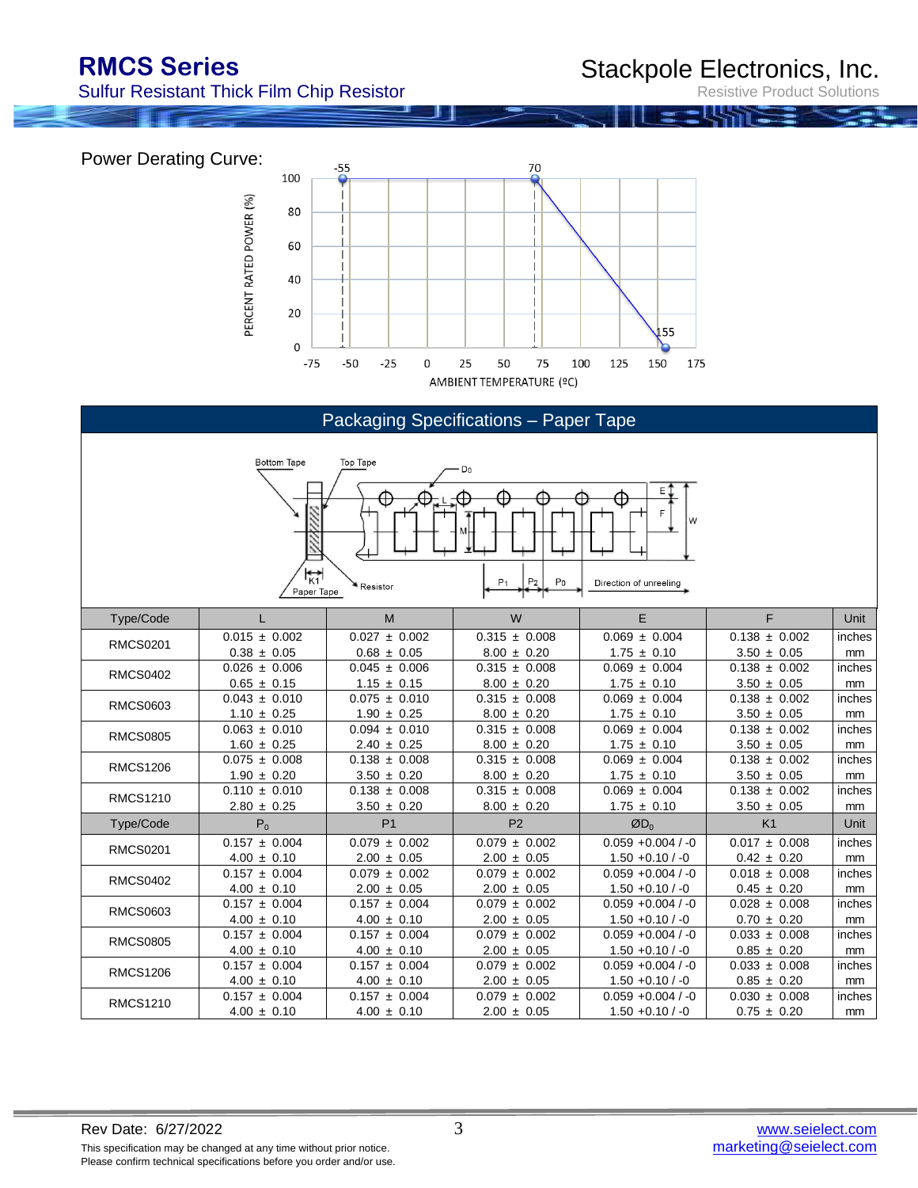Power Derating Curve:

Packaging Specifications – Paper Tape

| Type/Code | L | M | W | E | F | Unit |
|---|---|---|---|---|---|---|
| RMCS0201 | 0.015 ± 0.002 | 0.027 ± 0.002 | 0.315 ± 0.008 | 0.069 ± 0.004 | 0.138 ± 0.002 | inches |
| | 0.38 ± 0.05 | 0.68 ± 0.05 | 8.00 ± 0.20 | 1.75 ± 0.10 | 3.50 ± 0.05 | mm |
| RMCS0402 | 0.026 ± 0.006 | 0.045 ± 0.006 | 0.315 ± 0.008 | 0.069 ± 0.004 | 0.138 ± 0.002 | inches |
| | 0.65 ± 0.15 | 1.15 ± 0.15 | 8.00 ± 0.20 | 1.75 ± 0.10 | 3.50 ± 0.05 | mm |
| RMCS0603 | 0.043 ± 0.010 | 0.075 ± 0.010 | 0.315 ± 0.008 | 0.069 ± 0.004 | 0.138 ± 0.002 | inches |
| | 1.10 ± 0.25 | 1.90 ± 0.25 | 8.00 ± 0.20 | 1.75 ± 0.10 | 3.50 ± 0.05 | mm |
| RMCS0805 | 0.063 ± 0.010 | 0.094 ± 0.010 | 0.315 ± 0.008 | 0.069 ± 0.004 | 0.138 ± 0.002 | inches |
| | 1.60 ± 0.25 | 2.40 ± 0.25 | 8.00 ± 0.20 | 1.75 ± 0.10 | 3.50 ± 0.05 | mm |
| RMCS1206 | 0.075 ± 0.008 | 0.138 ± 0.008 | 0.315 ± 0.008 | 0.069 ± 0.004 | 0.138 ± 0.002 | inches |
| | 1.90 ± 0.20 | 3.50 ± 0.20 | 8.00 ± 0.20 | 1.75 ± 0.10 | 3.50 ± 0.05 | mm |
| RMCS1210 | 0.110 ± 0.010 | 0.138 ± 0.008 | 0.315 ± 0.008 | 0.069 ± 0.004 | 0.138 ± 0.002 | inches |
| | 2.80 ± 0.25 | 3.50 ± 0.20 | 8.00 ± 0.20 | 1.75 ± 0.10 | 3.50 ± 0.05 | mm |
| **Type/Code** | **$P_0$** | **P1** | **P2** | **$ØD_0$** | **K1** | **Unit** |
| RMCS0201 | 0.157 ± 0.004 | 0.079 ± 0.002 | 0.079 ± 0.002 | 0.059 +0.004 / -0 | 0.017 ± 0.008 | inches |
| | 4.00 ± 0.10 | 2.00 ± 0.05 | 2.00 ± 0.05 | 1.50 +0.10 / -0 | 0.42 ± 0.20 | mm |
| RMCS0402 | 0.157 ± 0.004 | 0.079 ± 0.002 | 0.079 ± 0.002 | 0.059 +0.004 / -0 | 0.018 ± 0.008 | inches |
| | 4.00 ± 0.10 | 2.00 ± 0.05 | 2.00 ± 0.05 | 1.50 +0.10 / -0 | 0.45 ± 0.20 | mm |
| RMCS0603 | 0.157 ± 0.004 | 0.157 ± 0.004 | 0.079 ± 0.002 | 0.059 +0.004 / -0 | 0.028 ± 0.008 | inches |
| | 4.00 ± 0.10 | 4.00 ± 0.10 | 2.00 ± 0.05 | 1.50 +0.10 / -0 | 0.70 ± 0.20 | mm |
| RMCS0805 | 0.157 ± 0.004 | 0.157 ± 0.004 | 0.079 ± 0.002 | 0.059 +0.004 / -0 | 0.033 ± 0.008 | inches |
| | 4.00 ± 0.10 | 4.00 ± 0.10 | 2.00 ± 0.05 | 1.50 +0.10 / -0 | 0.85 ± 0.20 | mm |
| RMCS1206 | 0.157 ± 0.004 | 0.157 ± 0.004 | 0.079 ± 0.002 | 0.059 +0.004 / -0 | 0.033 ± 0.008 | inches |
| | 4.00 ± 0.10 | 4.00 ± 0.10 | 2.00 ± 0.05 | 1.50 +0.10 / -0 | 0.85 ± 0.20 | mm |
| RMCS1210 | 0.157 ± 0.004 | 0.157 ± 0.004 | 0.079 ± 0.002 | 0.059 +0.004 / -0 | 0.030 ± 0.008 | inches |
| | 4.00 ± 0.10 | 4.00 ± 0.10 | 2.00 ± 0.05 | 1.50 +0.10 / -0 | 0.75 ± 0.20 | mm |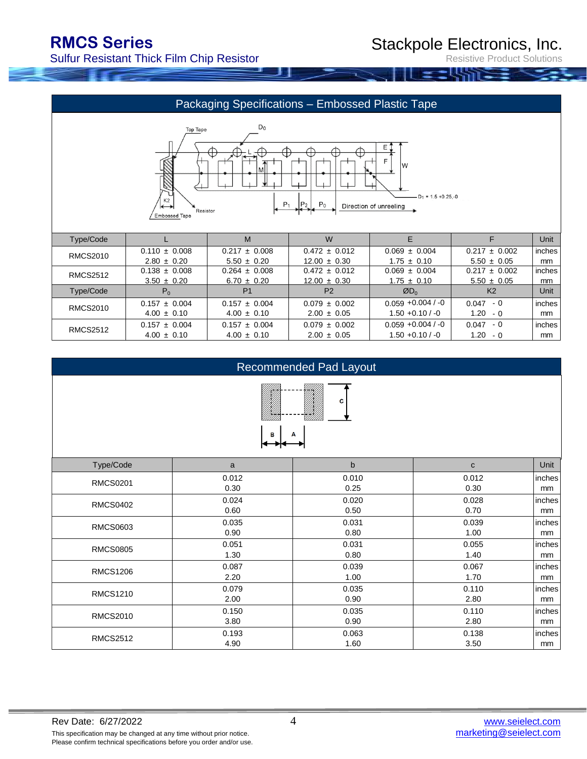## Packaging Specifications – Embossed Plastic Tape

| Type/Code | L | M | W | E | F | Unit |
|---|---|---|---|---|---|---|
| RMCS2010 | 0.110 ± 0.008<br>2.80 ± 0.20 | 0.217 ± 0.008<br>5.50 ± 0.20 | 0.472 ± 0.012<br>12.00 ± 0.30 | 0.069 ± 0.004<br>1.75 ± 0.10 | 0.217 ± 0.002<br>5.50 ± 0.05 | inches<br>mm |
| RMCS2512 | 0.138 ± 0.008<br>3.50 ± 0.20 | 0.264 ± 0.008<br>6.70 ± 0.20 | 0.472 ± 0.012<br>12.00 ± 0.30 | 0.069 ± 0.004<br>1.75 ± 0.10 | 0.217 ± 0.002<br>5.50 ± 0.05 | inches<br>mm |
| Type/Code | $P_0$ | P1 | P2 | $ØD_0$ | K2 | Unit |
| RMCS2010 | 0.157 ± 0.004<br>4.00 ± 0.10 | 0.157 ± 0.004<br>4.00 ± 0.10 | 0.079 ± 0.002<br>2.00 ± 0.05 | 0.059 +0.004 / -0<br>1.50 +0.10 / -0 | 0.047 - 0<br>1.20 - 0 | inches<br>mm |
| RMCS2512 | 0.157 ± 0.004<br>4.00 ± 0.10 | 0.157 ± 0.004<br>4.00 ± 0.10 | 0.079 ± 0.002<br>2.00 ± 0.05 | 0.059 +0.004 / -0<br>1.50 +0.10 / -0 | 0.047 - 0<br>1.20 - 0 | inches<br>mm |

## Recommended Pad Layout

| Type/Code | a | b | c | Unit |
|---|---|---|---|---|
| RMCS0201 | 0.012<br>0.30 | 0.010<br>0.25 | 0.012<br>0.30 | inches<br>mm |
| RMCS0402 | 0.024<br>0.60 | 0.020<br>0.50 | 0.028<br>0.70 | inches<br>mm |
| RMCS0603 | 0.035<br>0.90 | 0.031<br>0.80 | 0.039<br>1.00 | inches<br>mm |
| RMCS0805 | 0.051<br>1.30 | 0.031<br>0.80 | 0.055<br>1.40 | inches<br>mm |
| RMCS1206 | 0.087<br>2.20 | 0.039<br>1.00 | 0.067<br>1.70 | inches<br>mm |
| RMCS1210 | 0.079<br>2.00 | 0.035<br>0.90 | 0.110<br>2.80 | inches<br>mm |
| RMCS2010 | 0.150<br>3.80 | 0.035<br>0.90 | 0.110<br>2.80 | inches<br>mm |
| RMCS2512 | 0.193<br>4.90 | 0.063<br>1.60 | 0.138<br>3.50 | inches<br>mm |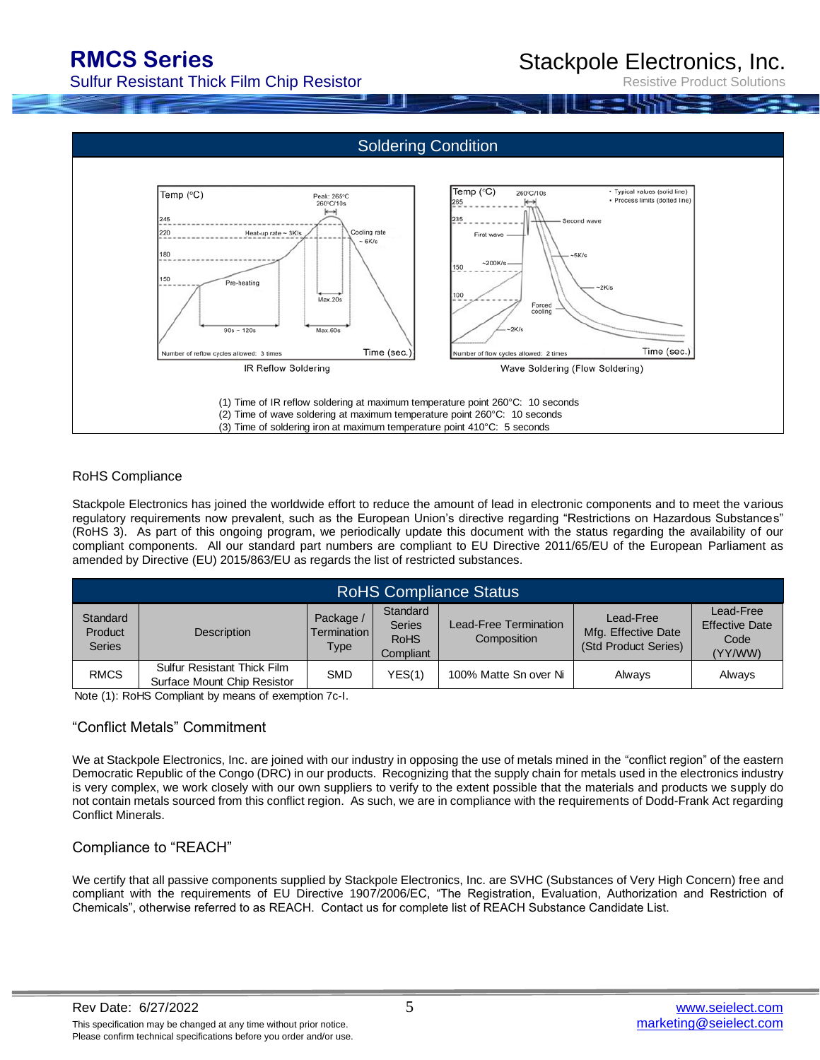## Soldering Condition

IR Reflow Soldering

Wave Soldering (Flow Soldering)

(1) Time of IR reflow soldering at maximum temperature point 260°C: 10 seconds
(2) Time of wave soldering at maximum temperature point 260°C: 10 seconds
(3) Time of soldering iron at maximum temperature point 410°C: 5 seconds

## RoHS Compliance

Stackpole Electronics has joined the worldwide effort to reduce the amount of lead in electronic components and to meet the various regulatory requirements now prevalent, such as the European Union's directive regarding "Restrictions on Hazardous Substances" (RoHS 3). As part of this ongoing program, we periodically update this document with the status regarding the availability of our compliant components. All our standard part numbers are compliant to EU Directive 2011/65/EU of the European Parliament as amended by Directive (EU) 2015/863/EU as regards the list of restricted substances.

| RoHS Compliance Status | | | | | | |
|---|---|---|---|---|---|---|
| Standard Product Series | Description | Package / Termination Type | Standard Series RoHS Compliant | Lead-Free Termination Composition | Lead-Free Mfg. Effective Date (Std Product Series) | Lead-Free Effective Date Code (YY/WW) |
| RMCS | Sulfur Resistant Thick Film Surface Mount Chip Resistor | SMD | YES(1) | 100% Matte Sn over Ni | Always | Always |

Note (1): RoHS Compliant by means of exemption 7c-I.

## "Conflict Metals" Commitment

We at Stackpole Electronics, Inc. are joined with our industry in opposing the use of metals mined in the "conflict region" of the eastern Democratic Republic of the Congo (DRC) in our products. Recognizing that the supply chain for metals used in the electronics industry is very complex, we work closely with our own suppliers to verify to the extent possible that the materials and products we supply do not contain metals sourced from this conflict region. As such, we are in compliance with the requirements of Dodd-Frank Act regarding Conflict Minerals.

## Compliance to "REACH"

We certify that all passive components supplied by Stackpole Electronics, Inc. are SVHC (Substances of Very High Concern) free and compliant with the requirements of EU Directive 1907/2006/EC, "The Registration, Evaluation, Authorization and Restriction of Chemicals", otherwise referred to as REACH. Contact us for complete list of REACH Substance Candidate List.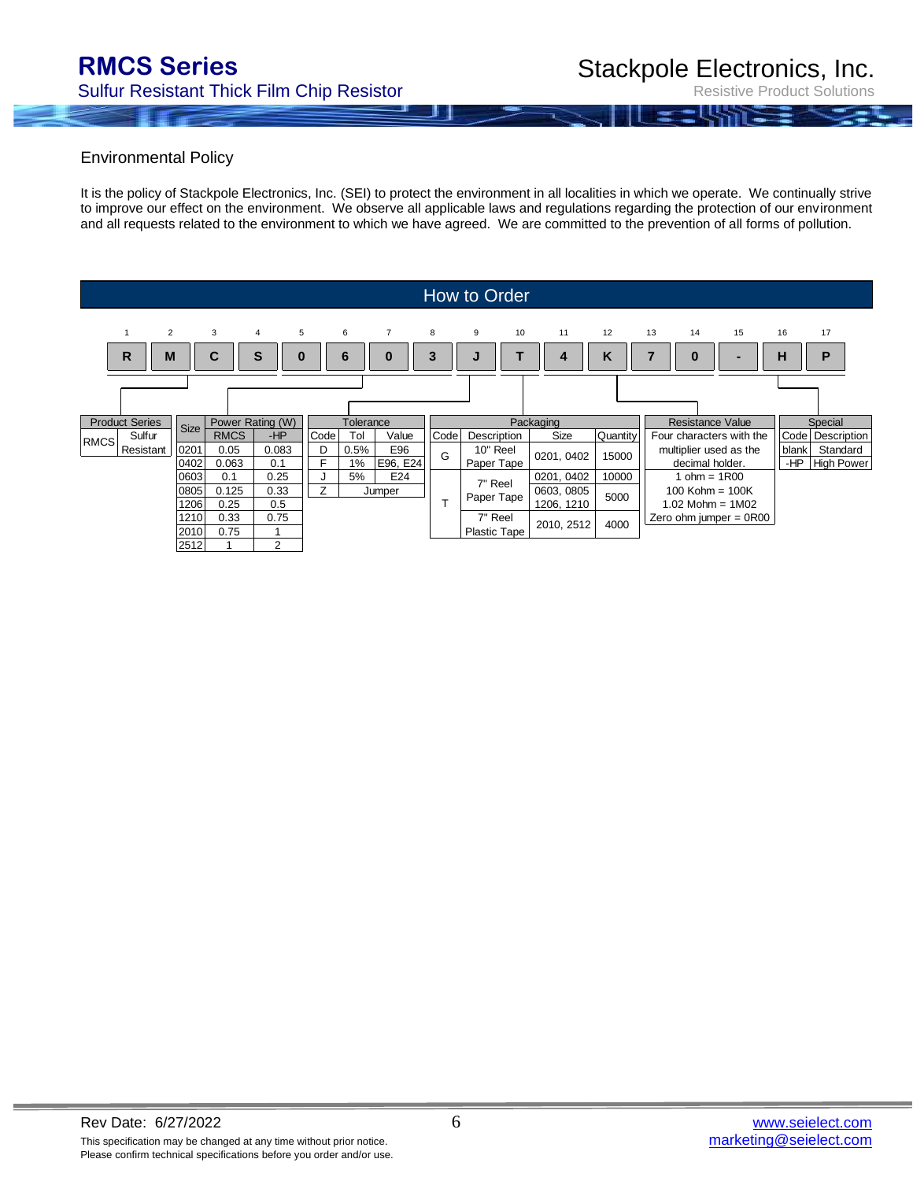## Environmental Policy

It is the policy of Stackpole Electronics, Inc. (SEI) to protect the environment in all localities in which we operate. We continually strive to improve our effect on the environment. We observe all applicable laws and regulations regarding the protection of our environment and all requests related to the environment to which we have agreed. We are committed to the prevention of all forms of pollution.

## How to Order

| 1 | 2 | 3 | 4 | 5 | 6 | 7 | 8 | 9 | 10 | 11 | 12 | 13 | 14 | 15 | 16 | 17 |
|---|---|---|---|---|---|---|---|---|---|---|---|---|---|---|---|---|
| R | M | C | S | 0 | 6 | 0 | 3 | J | T | 4 | K | 7 | 0 | - | H | P |

**Product Series**

| RMCS | Sulfur Resistant |
|---|---|

**Size / Power Rating (W)**

| Size | RMCS | -HP |
|---|---|---|
| 0201 | 0.05 | 0.083 |
| 0402 | 0.063 | 0.1 |
| 0603 | 0.1 | 0.25 |
| 0805 | 0.125 | 0.33 |
| 1206 | 0.25 | 0.5 |
| 1210 | 0.33 | 0.75 |
| 2010 | 0.75 | 1 |
| 2512 | 1 | 2 |

**Tolerance**

| Code | Tol | Value |
|---|---|---|
| D | 0.5% | E96 |
| F | 1% | E96, E24 |
| J | 5% | E24 |
| Z | Jumper | |

**Packaging**

| Code | Description | Size | Quantity |
|---|---|---|---|
| G | 10" Reel Paper Tape | 0201, 0402 | 15000 |
| T | 7" Reel Paper Tape | 0201, 0402 | 10000 |
| T | 7" Reel Paper Tape | 0603, 0805 1206, 1210 | 5000 |
| T | 7" Reel Plastic Tape | 2010, 2512 | 4000 |

**Resistance Value**

Four characters with the multiplier used as the decimal holder.
1 ohm = 1R00
100 Kohm = 100K
1.02 Mohm = 1M02
Zero ohm jumper = 0R00

**Special**

| Code | Description |
|---|---|
| blank | Standard |
| -HP | High Power |

Rev Date: 6/27/2022

This specification may be changed at any time without prior notice.
Please confirm technical specifications before you order and/or use.

www.seielect.com
marketing@seielect.com